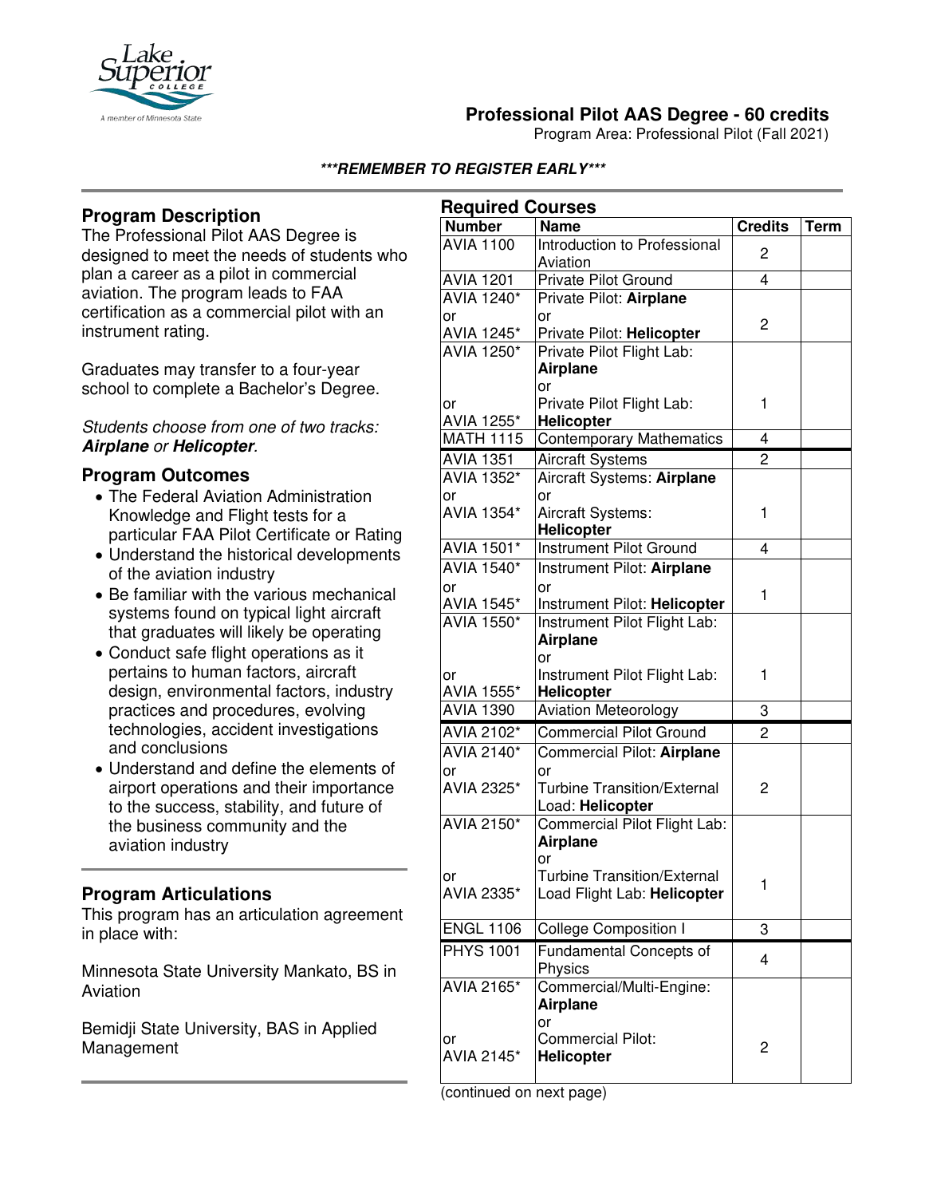# Professional Pilot AAS Degree - 60 credits

Program Area: Professional Pilot (Fall 2021)

***REMEMBER TO REGISTER EARLY***

## Program Description

The Professional Pilot AAS Degree is designed to meet the needs of students who plan a career as a pilot in commercial aviation. The program leads to FAA certification as a commercial pilot with an instrument rating.

Graduates may transfer to a four-year school to complete a Bachelor's Degree.

*Students choose from one of two tracks: **Airplane** or **Helicopter**.*

## Program Outcomes

- The Federal Aviation Administration Knowledge and Flight tests for a particular FAA Pilot Certificate or Rating
- Understand the historical developments of the aviation industry
- Be familiar with the various mechanical systems found on typical light aircraft that graduates will likely be operating
- Conduct safe flight operations as it pertains to human factors, aircraft design, environmental factors, industry practices and procedures, evolving technologies, accident investigations and conclusions
- Understand and define the elements of airport operations and their importance to the success, stability, and future of the business community and the aviation industry

## Program Articulations

This program has an articulation agreement in place with:

Minnesota State University Mankato, BS in Aviation

Bemidji State University, BAS in Applied Management

## Required Courses

| Number | Name | Credits | Term |
|---|---|---|---|
| AVIA 1100 | Introduction to Professional Aviation | 2 | |
| AVIA 1201 | Private Pilot Ground | 4 | |
| AVIA 1240* or AVIA 1245* | Private Pilot: **Airplane** or Private Pilot: **Helicopter** | 2 | |
| AVIA 1250* or AVIA 1255* | Private Pilot Flight Lab: **Airplane** or Private Pilot Flight Lab: **Helicopter** | 1 | |
| MATH 1115 | Contemporary Mathematics | 4 | |
| AVIA 1351 | Aircraft Systems | 2 | |
| AVIA 1352* or AVIA 1354* | Aircraft Systems: **Airplane** or Aircraft Systems: **Helicopter** | 1 | |
| AVIA 1501* | Instrument Pilot Ground | 4 | |
| AVIA 1540* or AVIA 1545* | Instrument Pilot: **Airplane** or Instrument Pilot: **Helicopter** | 1 | |
| AVIA 1550* or AVIA 1555* | Instrument Pilot Flight Lab: **Airplane** or Instrument Pilot Flight Lab: **Helicopter** | 1 | |
| AVIA 1390 | Aviation Meteorology | 3 | |
| AVIA 2102* | Commercial Pilot Ground | 2 | |
| AVIA 2140* or AVIA 2325* | Commercial Pilot: **Airplane** or Turbine Transition/External Load: **Helicopter** | 2 | |
| AVIA 2150* or AVIA 2335* | Commercial Pilot Flight Lab: **Airplane** or Turbine Transition/External Load Flight Lab: **Helicopter** | 1 | |
| ENGL 1106 | College Composition I | 3 | |
| PHYS 1001 | Fundamental Concepts of Physics | 4 | |
| AVIA 2165* or AVIA 2145* | Commercial/Multi-Engine: **Airplane** or Commercial Pilot: **Helicopter** | 2 | |

(continued on next page)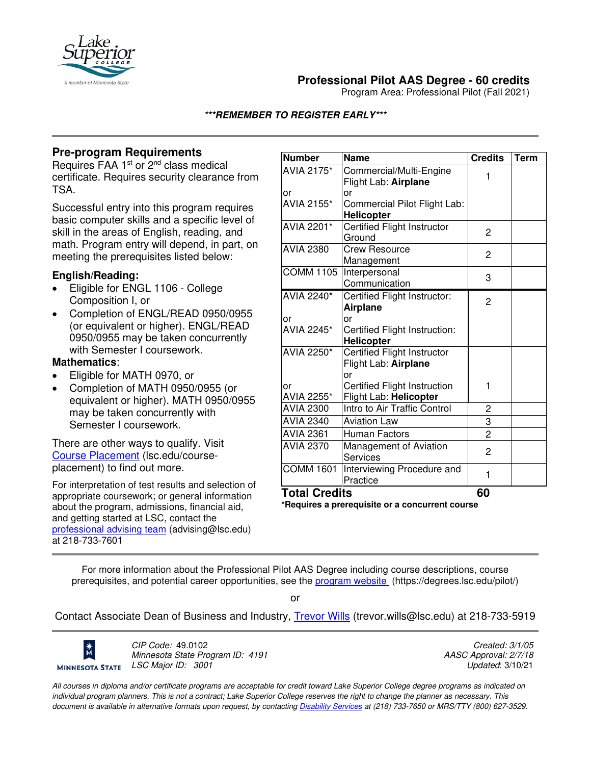**Professional Pilot AAS Degree - 60 credits**

Program Area: Professional Pilot (Fall 2021)

***REMEMBER TO REGISTER EARLY***

## Pre-program Requirements

Requires FAA 1st or 2nd class medical certificate. Requires security clearance from TSA.

Successful entry into this program requires basic computer skills and a specific level of skill in the areas of English, reading, and math. Program entry will depend, in part, on meeting the prerequisites listed below:

**English/Reading:**

- Eligible for ENGL 1106 - College Composition I, or
- Completion of ENGL/READ 0950/0955 (or equivalent or higher). ENGL/READ 0950/0955 may be taken concurrently with Semester I coursework.

**Mathematics**:

- Eligible for MATH 0970, or
- Completion of MATH 0950/0955 (or equivalent or higher). MATH 0950/0955 may be taken concurrently with Semester I coursework.

There are other ways to qualify. Visit Course Placement (lsc.edu/course-placement) to find out more.

For interpretation of test results and selection of appropriate coursework; or general information about the program, admissions, financial aid, and getting started at LSC, contact the professional advising team (advising@lsc.edu) at 218-733-7601

| Number | Name | Credits | Term |
|---|---|---|---|
| AVIA 2175* or AVIA 2155* | Commercial/Multi-Engine Flight Lab: **Airplane** or Commercial Pilot Flight Lab: **Helicopter** | 1 | |
| AVIA 2201* | Certified Flight Instructor Ground | 2 | |
| AVIA 2380 | Crew Resource Management | 2 | |
| COMM 1105 | Interpersonal Communication | 3 | |
| AVIA 2240* or AVIA 2245* | Certified Flight Instructor: **Airplane** or Certified Flight Instruction: **Helicopter** | 2 | |
| AVIA 2250* or AVIA 2255* | Certified Flight Instructor Flight Lab: **Airplane** or Certified Flight Instruction Flight Lab: **Helicopter** | 1 | |
| AVIA 2300 | Intro to Air Traffic Control | 2 | |
| AVIA 2340 | Aviation Law | 3 | |
| AVIA 2361 | Human Factors | 2 | |
| AVIA 2370 | Management of Aviation Services | 2 | |
| COMM 1601 | Interviewing Procedure and Practice | 1 | |
| **Total Credits** | | **60** | |

***Requires a prerequisite or a concurrent course**

For more information about the Professional Pilot AAS Degree including course descriptions, course prerequisites, and potential career opportunities, see the program website (https://degrees.lsc.edu/pilot/)

or

Contact Associate Dean of Business and Industry, Trevor Wills (trevor.wills@lsc.edu) at 218-733-5919

*CIP Code:* 49.0102
*Minnesota State Program ID: 4191*
*LSC Major ID: 3001*

*Created: 3/1/05*
*AASC Approval: 2/7/18*
*Updated:* 3/10/21

*All courses in diploma and/or certificate programs are acceptable for credit toward Lake Superior College degree programs as indicated on individual program planners. This is not a contract; Lake Superior College reserves the right to change the planner as necessary. This document is available in alternative formats upon request, by contacting Disability Services at (218) 733-7650 or MRS/TTY (800) 627-3529.*